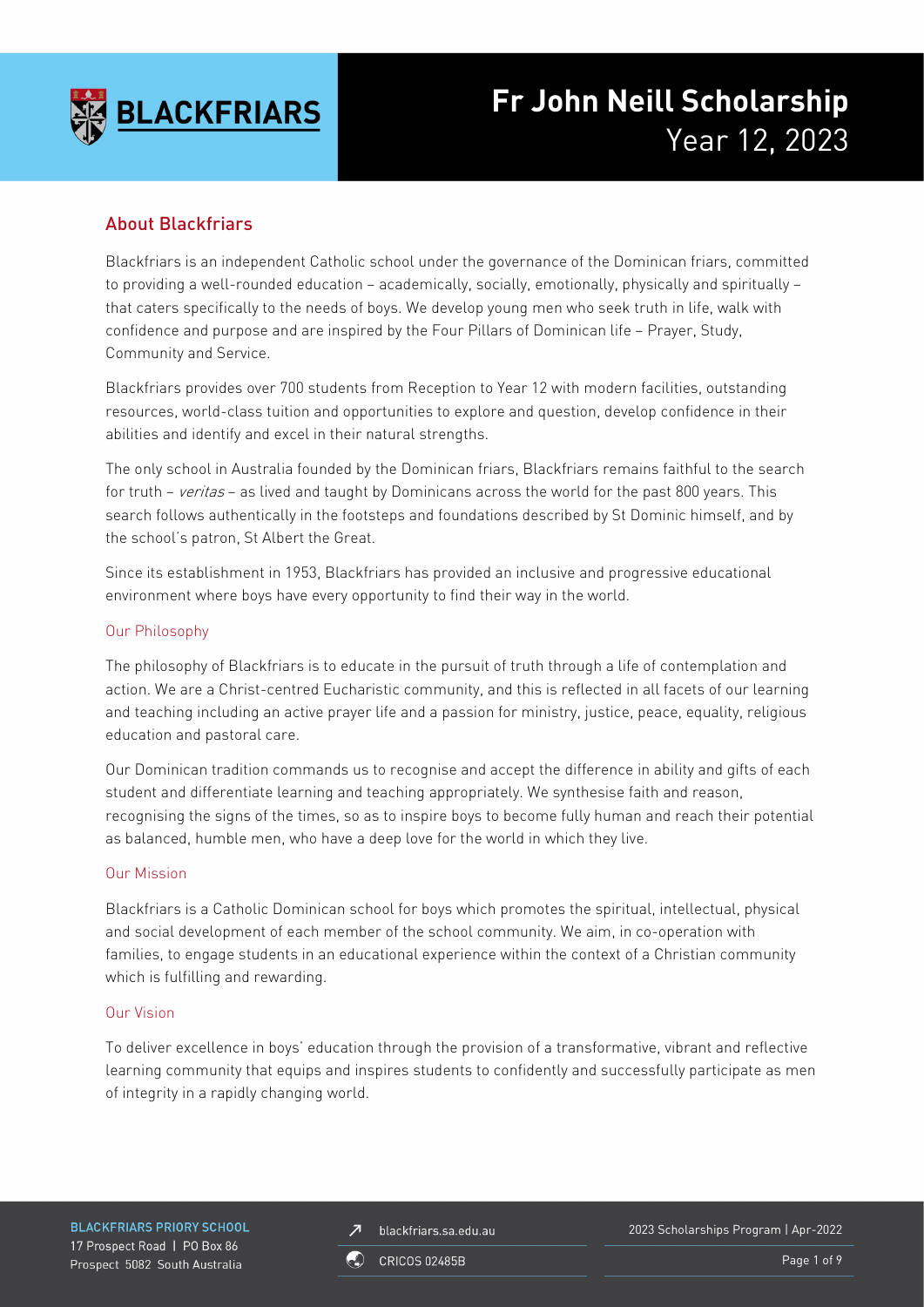# Fr John Neill Scholarship
Year 12, 2023

## About Blackfriars

Blackfriars is an independent Catholic school under the governance of the Dominican friars, committed to providing a well-rounded education – academically, socially, emotionally, physically and spiritually – that caters specifically to the needs of boys. We develop young men who seek truth in life, walk with confidence and purpose and are inspired by the Four Pillars of Dominican life – Prayer, Study, Community and Service.

Blackfriars provides over 700 students from Reception to Year 12 with modern facilities, outstanding resources, world-class tuition and opportunities to explore and question, develop confidence in their abilities and identify and excel in their natural strengths.

The only school in Australia founded by the Dominican friars, Blackfriars remains faithful to the search for truth – *veritas* – as lived and taught by Dominicans across the world for the past 800 years. This search follows authentically in the footsteps and foundations described by St Dominic himself, and by the school's patron, St Albert the Great.

Since its establishment in 1953, Blackfriars has provided an inclusive and progressive educational environment where boys have every opportunity to find their way in the world.

### Our Philosophy

The philosophy of Blackfriars is to educate in the pursuit of truth through a life of contemplation and action. We are a Christ-centred Eucharistic community, and this is reflected in all facets of our learning and teaching including an active prayer life and a passion for ministry, justice, peace, equality, religious education and pastoral care.

Our Dominican tradition commands us to recognise and accept the difference in ability and gifts of each student and differentiate learning and teaching appropriately. We synthesise faith and reason, recognising the signs of the times, so as to inspire boys to become fully human and reach their potential as balanced, humble men, who have a deep love for the world in which they live.

### Our Mission

Blackfriars is a Catholic Dominican school for boys which promotes the spiritual, intellectual, physical and social development of each member of the school community. We aim, in co-operation with families, to engage students in an educational experience within the context of a Christian community which is fulfilling and rewarding.

### Our Vision

To deliver excellence in boys' education through the provision of a transformative, vibrant and reflective learning community that equips and inspires students to confidently and successfully participate as men of integrity in a rapidly changing world.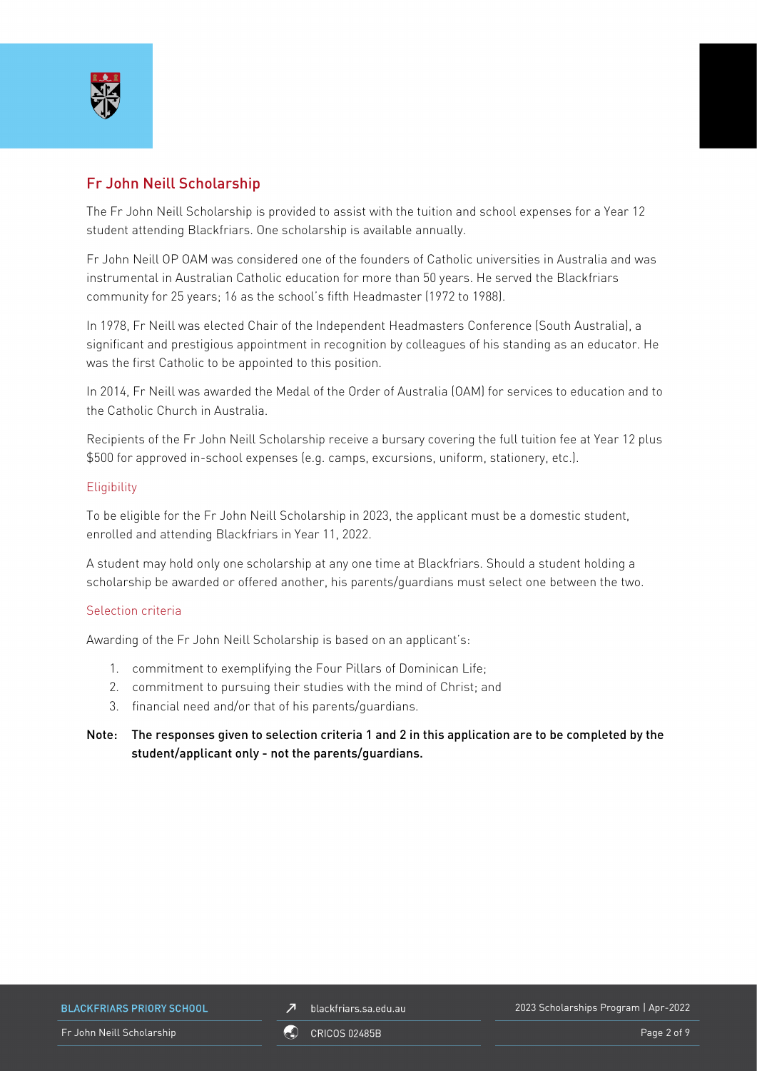## Fr John Neill Scholarship

The Fr John Neill Scholarship is provided to assist with the tuition and school expenses for a Year 12 student attending Blackfriars. One scholarship is available annually.

Fr John Neill OP OAM was considered one of the founders of Catholic universities in Australia and was instrumental in Australian Catholic education for more than 50 years. He served the Blackfriars community for 25 years; 16 as the school's fifth Headmaster (1972 to 1988).

In 1978, Fr Neill was elected Chair of the Independent Headmasters Conference (South Australia), a significant and prestigious appointment in recognition by colleagues of his standing as an educator. He was the first Catholic to be appointed to this position.

In 2014, Fr Neill was awarded the Medal of the Order of Australia (OAM) for services to education and to the Catholic Church in Australia.

Recipients of the Fr John Neill Scholarship receive a bursary covering the full tuition fee at Year 12 plus $500 for approved in-school expenses (e.g. camps, excursions, uniform, stationery, etc.).

### Eligibility

To be eligible for the Fr John Neill Scholarship in 2023, the applicant must be a domestic student, enrolled and attending Blackfriars in Year 11, 2022.

A student may hold only one scholarship at any one time at Blackfriars. Should a student holding a scholarship be awarded or offered another, his parents/guardians must select one between the two.

### Selection criteria

Awarding of the Fr John Neill Scholarship is based on an applicant's:

1. commitment to exemplifying the Four Pillars of Dominican Life;
2. commitment to pursuing their studies with the mind of Christ; and
3. financial need and/or that of his parents/guardians.

**Note: The responses given to selection criteria 1 and 2 in this application are to be completed by the student/applicant only - not the parents/guardians.**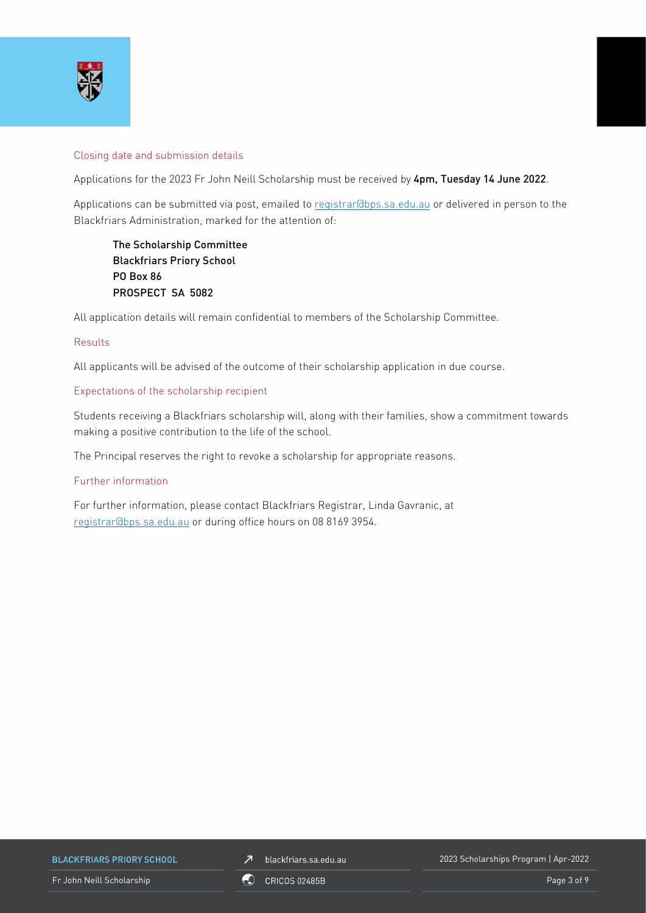## Closing date and submission details

Applications for the 2023 Fr John Neill Scholarship must be received by **4pm, Tuesday 14 June 2022**.

Applications can be submitted via post, emailed to registrar@bps.sa.edu.au or delivered in person to the Blackfriars Administration, marked for the attention of:

> **The Scholarship Committee**
> **Blackfriars Priory School**
> **PO Box 86**
> **PROSPECT SA 5082**

All application details will remain confidential to members of the Scholarship Committee.

## Results

All applicants will be advised of the outcome of their scholarship application in due course.

## Expectations of the scholarship recipient

Students receiving a Blackfriars scholarship will, along with their families, show a commitment towards making a positive contribution to the life of the school.

The Principal reserves the right to revoke a scholarship for appropriate reasons.

## Further information

For further information, please contact Blackfriars Registrar, Linda Gavranic, at registrar@bps.sa.edu.au or during office hours on 08 8169 3954.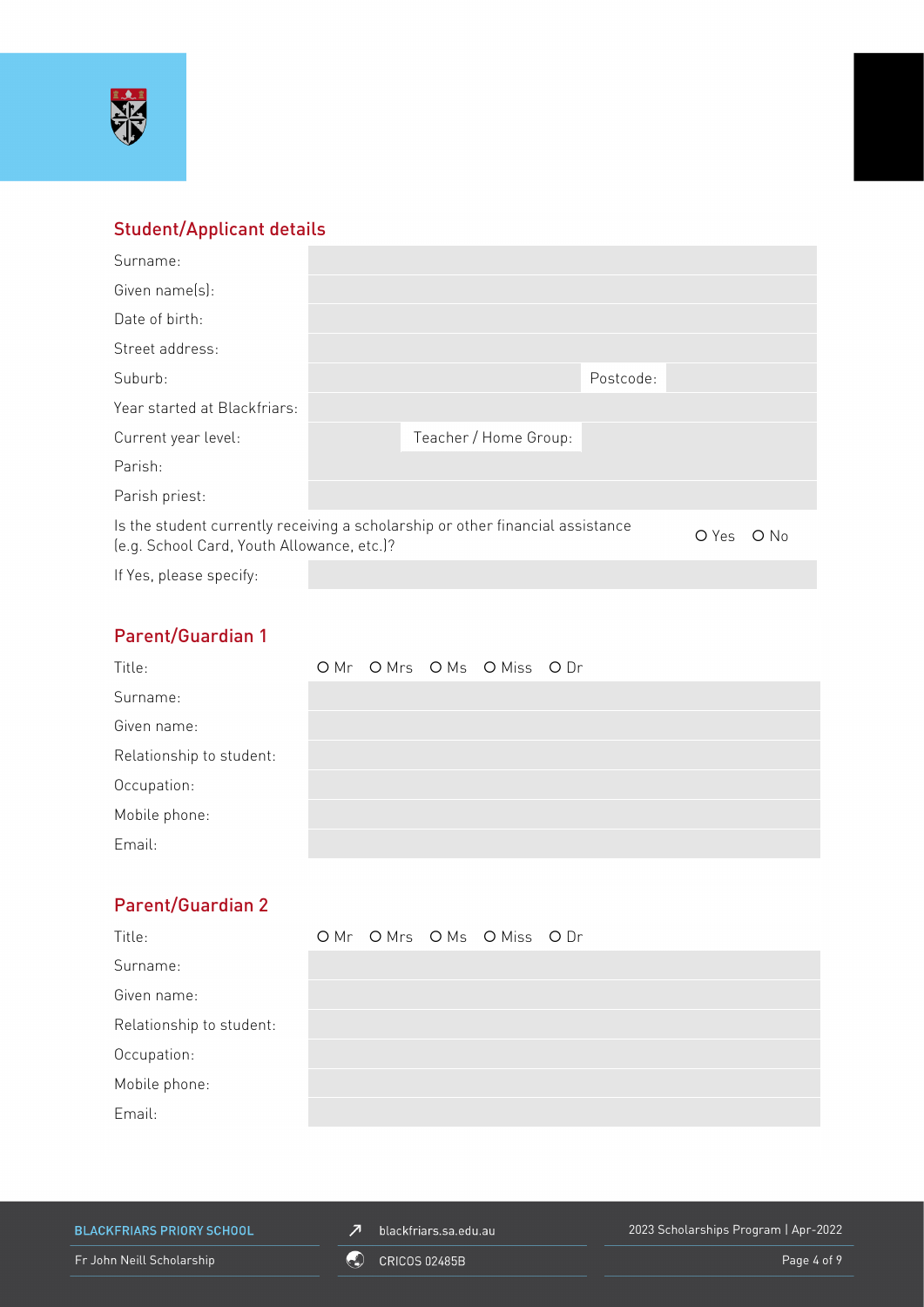## Student/Applicant details

| Surname: | | | |
|---|---|---|---|
| Given name(s): | | | |
| Date of birth: | | | |
| Street address: | | | |
| Suburb: | | Postcode: | |
| Year started at Blackfriars: | | | |
| Current year level: | | Teacher / Home Group: | |
| Parish: | | | |
| Parish priest: | | | |

Is the student currently receiving a scholarship or other financial assistance (e.g. School Card, Youth Allowance, etc.)? O Yes O No

| If Yes, please specify: | |
|---|---|

## Parent/Guardian 1

| Title: | O Mr O Mrs O Ms O Miss O Dr |
|---|---|
| Surname: | |
| Given name: | |
| Relationship to student: | |
| Occupation: | |
| Mobile phone: | |
| Email: | |

## Parent/Guardian 2

| Title: | O Mr O Mrs O Ms O Miss O Dr |
|---|---|
| Surname: | |
| Given name: | |
| Relationship to student: | |
| Occupation: | |
| Mobile phone: | |
| Email: | |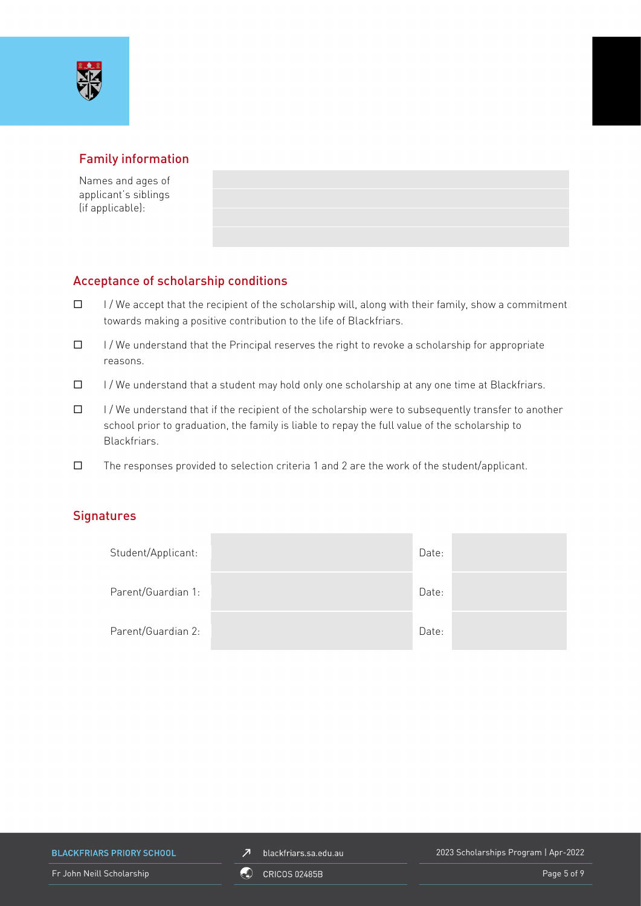## Family information

| Names and ages of applicant's siblings (if applicable): | |
|---|---|
| | |
| | |
| | |

## Acceptance of scholarship conditions

- ☐ I / We accept that the recipient of the scholarship will, along with their family, show a commitment towards making a positive contribution to the life of Blackfriars.
- ☐ I / We understand that the Principal reserves the right to revoke a scholarship for appropriate reasons.
- ☐ I / We understand that a student may hold only one scholarship at any one time at Blackfriars.
- ☐ I / We understand that if the recipient of the scholarship were to subsequently transfer to another school prior to graduation, the family is liable to repay the full value of the scholarship to Blackfriars.
- ☐ The responses provided to selection criteria 1 and 2 are the work of the student/applicant.

## Signatures

| | | | |
|---|---|---|---|
| Student/Applicant: | | Date: | |
| Parent/Guardian 1: | | Date: | |
| Parent/Guardian 2: | | Date: | |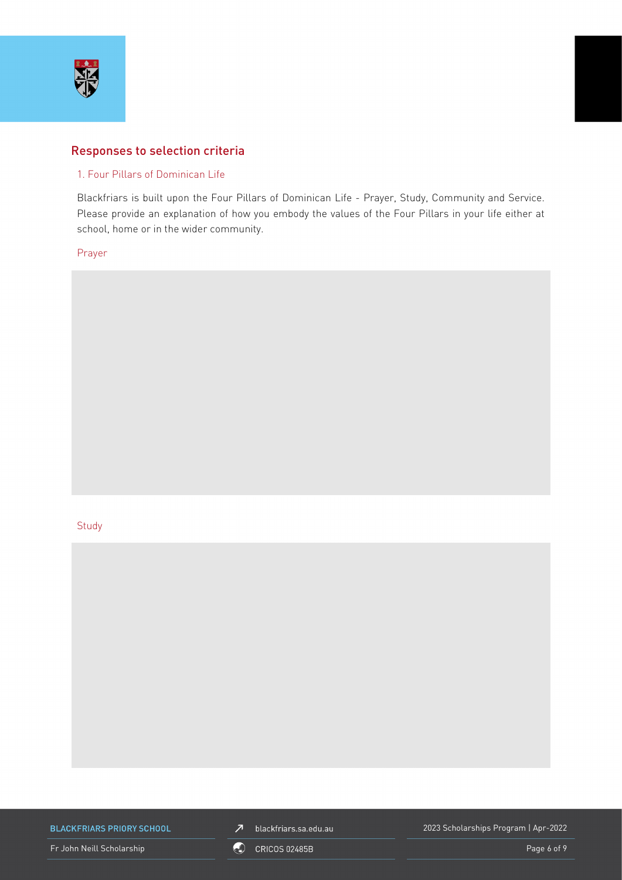## Responses to selection criteria

### 1. Four Pillars of Dominican Life

Blackfriars is built upon the Four Pillars of Dominican Life - Prayer, Study, Community and Service. Please provide an explanation of how you embody the values of the Four Pillars in your life either at school, home or in the wider community.

Prayer

Study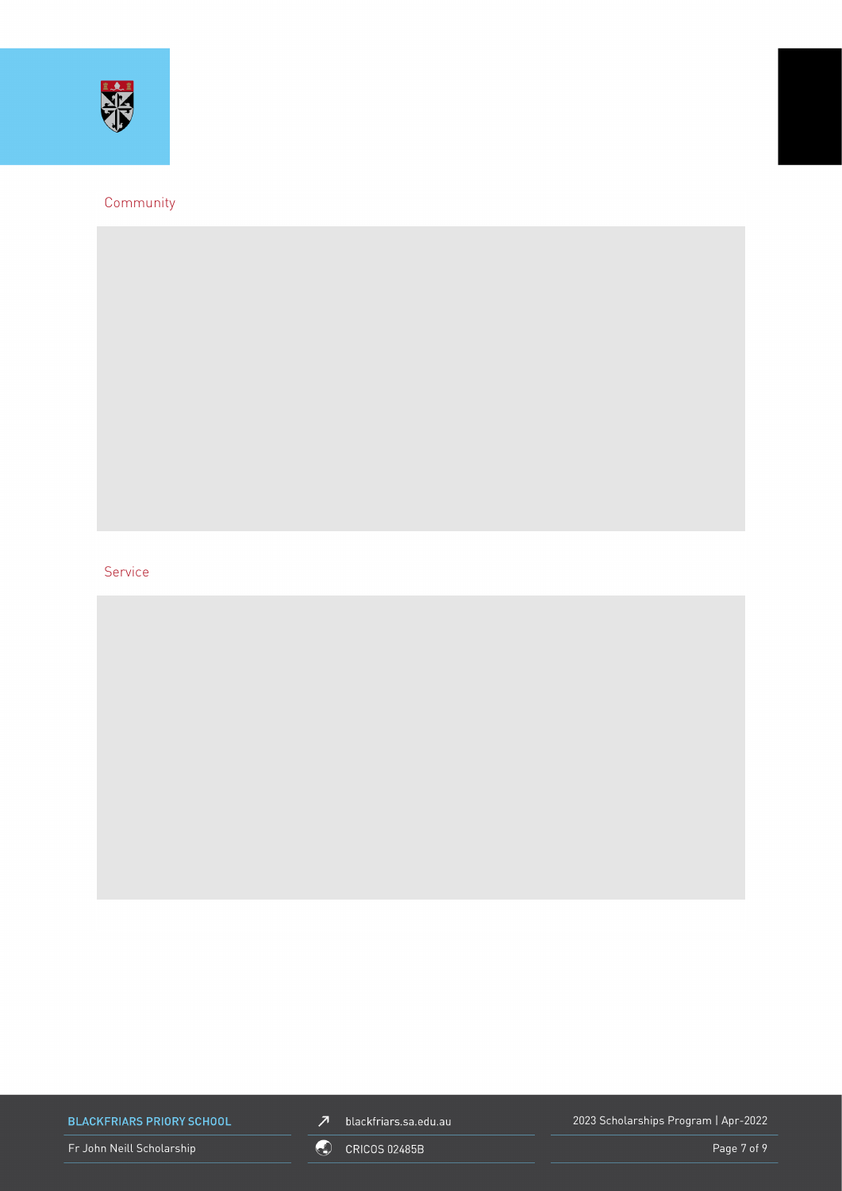## Community

## Service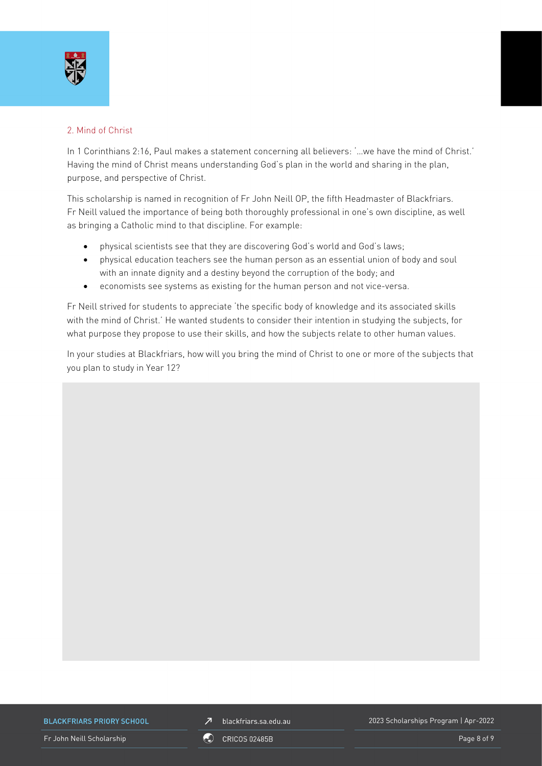## 2. Mind of Christ

In 1 Corinthians 2:16, Paul makes a statement concerning all believers: '…we have the mind of Christ.' Having the mind of Christ means understanding God's plan in the world and sharing in the plan, purpose, and perspective of Christ.

This scholarship is named in recognition of Fr John Neill OP, the fifth Headmaster of Blackfriars. Fr Neill valued the importance of being both thoroughly professional in one's own discipline, as well as bringing a Catholic mind to that discipline. For example:

- physical scientists see that they are discovering God's world and God's laws;
- physical education teachers see the human person as an essential union of body and soul with an innate dignity and a destiny beyond the corruption of the body; and
- economists see systems as existing for the human person and not vice-versa.

Fr Neill strived for students to appreciate 'the specific body of knowledge and its associated skills with the mind of Christ.' He wanted students to consider their intention in studying the subjects, for what purpose they propose to use their skills, and how the subjects relate to other human values.

In your studies at Blackfriars, how will you bring the mind of Christ to one or more of the subjects that you plan to study in Year 12?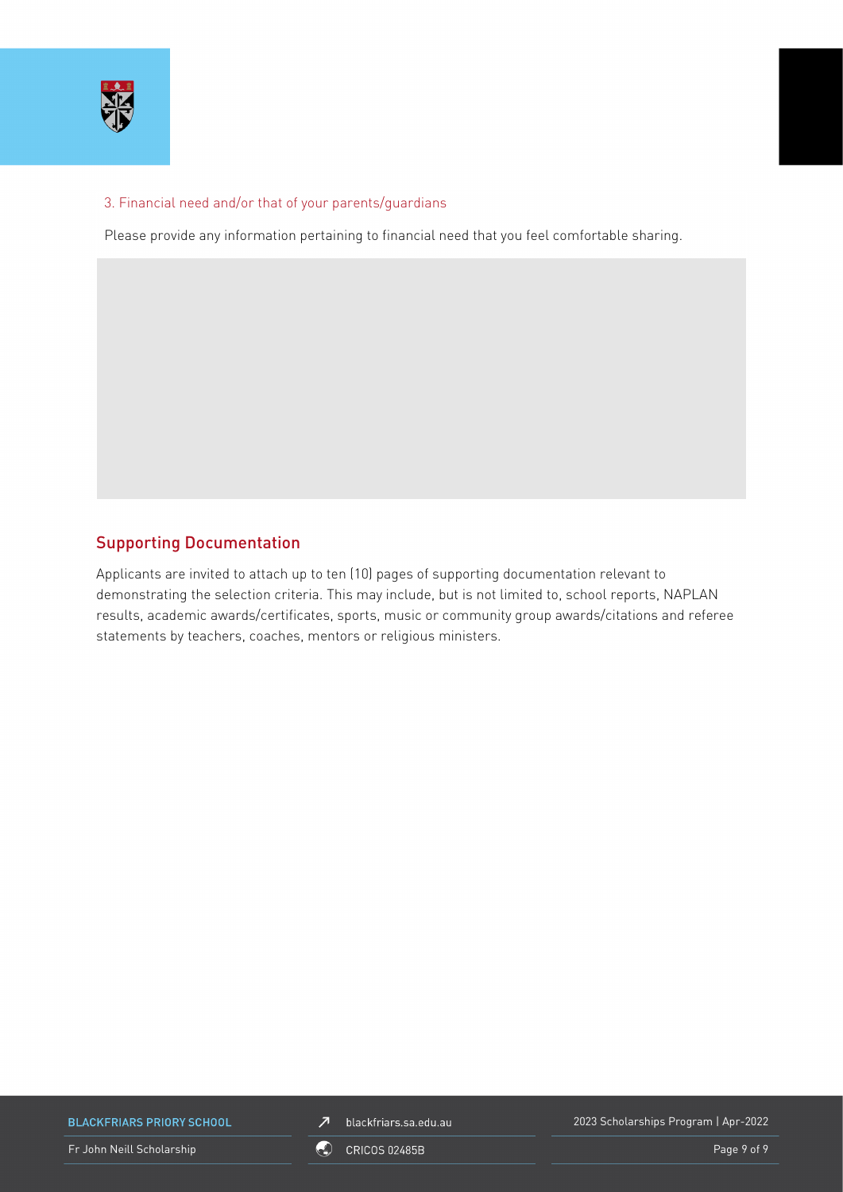3. Financial need and/or that of your parents/guardians

Please provide any information pertaining to financial need that you feel comfortable sharing.

## Supporting Documentation

Applicants are invited to attach up to ten (10) pages of supporting documentation relevant to demonstrating the selection criteria. This may include, but is not limited to, school reports, NAPLAN results, academic awards/certificates, sports, music or community group awards/citations and referee statements by teachers, coaches, mentors or religious ministers.